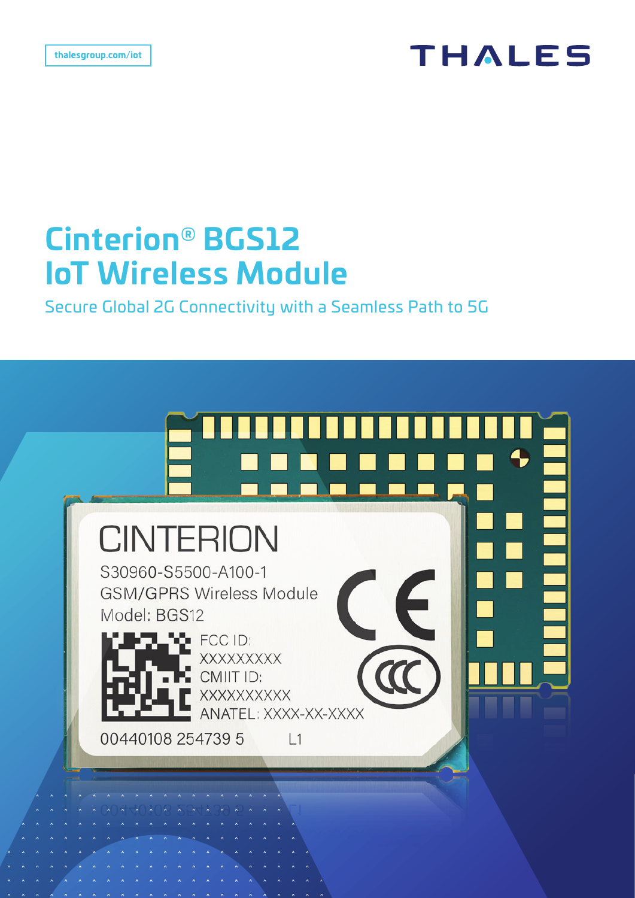thalesgroup.com/iot

THALES

# Cinterion® BGS12 IoT Wireless Module

Secure Global 2G Connectivity with a Seamless Path to 5G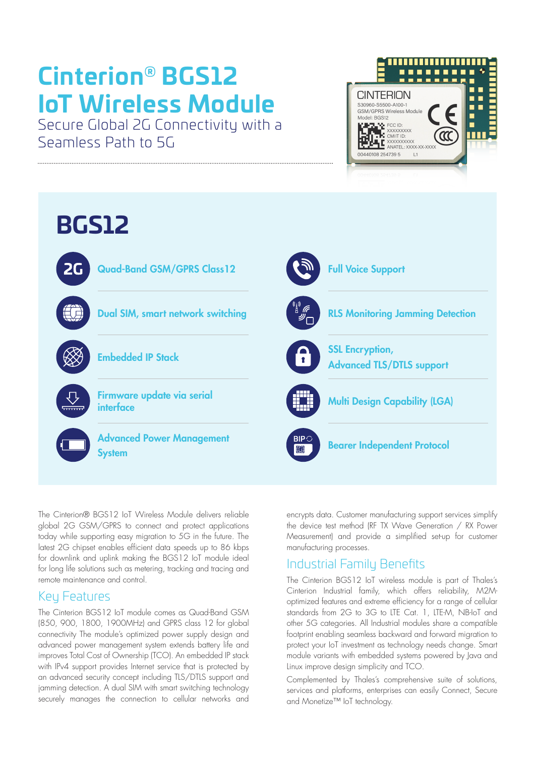# Cinterion® BGS12 IoT Wireless Module

Secure Global 2G Connectivity with a Seamless Path to 5G

## BGS12

- Quad-Band GSM/GPRS Class12
- Dual SIM, smart network switching
- Embedded IP Stack
- Firmware update via serial interface
- Advanced Power Management System
- Full Voice Support
- RLS Monitoring Jamming Detection
- SSL Encryption, Advanced TLS/DTLS support
- Multi Design Capability (LGA)
- Bearer Independent Protocol

The Cinterion® BGS12 IoT Wireless Module delivers reliable global 2G GSM/GPRS to connect and protect applications today while supporting easy migration to 5G in the future. The latest 2G chipset enables efficient data speeds up to 86 kbps for downlink and uplink making the BGS12 IoT module ideal for long life solutions such as metering, tracking and tracing and remote maintenance and control.

## Key Features

The Cinterion BGS12 IoT module comes as Quad-Band GSM (850, 900, 1800, 1900MHz) and GPRS class 12 for global connectivity The module's optimized power supply design and advanced power management system extends battery life and improves Total Cost of Ownership (TCO). An embedded IP stack with IPv4 support provides Internet service that is protected by an advanced security concept including TLS/DTLS support and jamming detection. A dual SIM with smart switching technology securely manages the connection to cellular networks and encrypts data. Customer manufacturing support services simplify the device test method (RF TX Wave Generation / RX Power Measurement) and provide a simplified set-up for customer manufacturing processes.

## Industrial Family Benefits

The Cinterion BGS12 IoT wireless module is part of Thales's Cinterion Industrial family, which offers reliability, M2M-optimized features and extreme efficiency for a range of cellular standards from 2G to 3G to LTE Cat. 1, LTE-M, NB-IoT and other 5G categories. All Industrial modules share a compatible footprint enabling seamless backward and forward migration to protect your IoT investment as technology needs change. Smart module variants with embedded systems powered by Java and Linux improve design simplicity and TCO.

Complemented by Thales's comprehensive suite of solutions, services and platforms, enterprises can easily Connect, Secure and Monetize™ IoT technology.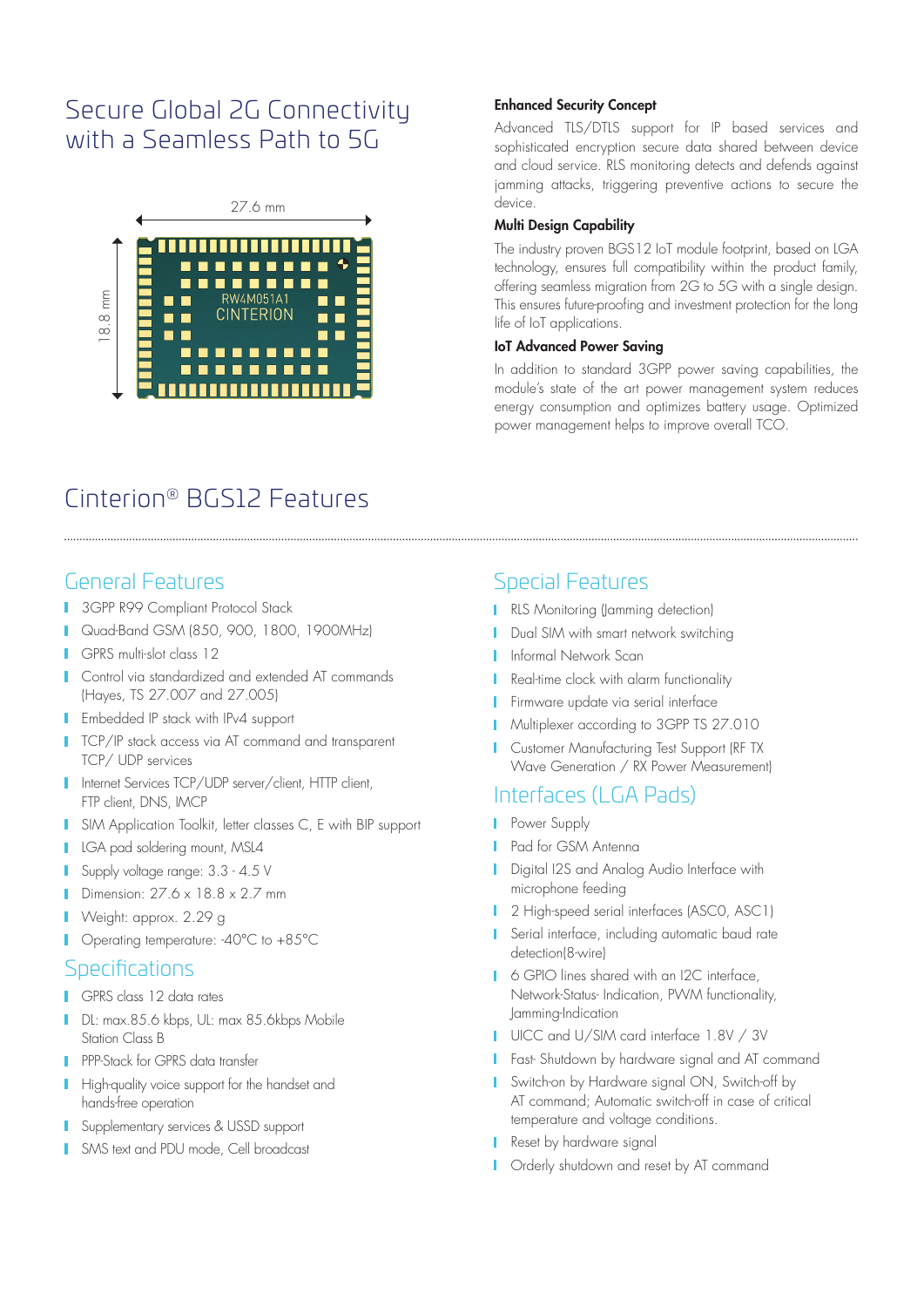# Secure Global 2G Connectivity with a Seamless Path to 5G

27.6 mm

18.8 mm

RW4M051A1
CINTERION

### Enhanced Security Concept

Advanced TLS/DTLS support for IP based services and sophisticated encryption secure data shared between device and cloud service. RLS monitoring detects and defends against jamming attacks, triggering preventive actions to secure the device.

### Multi Design Capability

The industry proven BGS12 IoT module footprint, based on LGA technology, ensures full compatibility within the product family, offering seamless migration from 2G to 5G with a single design. This ensures future-proofing and investment protection for the long life of IoT applications.

### IoT Advanced Power Saving

In addition to standard 3GPP power saving capabilities, the module's state of the art power management system reduces energy consumption and optimizes battery usage. Optimized power management helps to improve overall TCO.

# Cinterion® BGS12 Features

## General Features

- 3GPP R99 Compliant Protocol Stack
- Quad-Band GSM (850, 900, 1800, 1900MHz)
- GPRS multi-slot class 12
- Control via standardized and extended AT commands (Hayes, TS 27.007 and 27.005)
- Embedded IP stack with IPv4 support
- TCP/IP stack access via AT command and transparent TCP/ UDP services
- Internet Services TCP/UDP server/client, HTTP client, FTP client, DNS, IMCP
- SIM Application Toolkit, letter classes C, E with BIP support
- LGA pad soldering mount, MSL4
- Supply voltage range: 3.3 - 4.5 V
- Dimension: 27.6 x 18.8 x 2.7 mm
- Weight: approx. 2.29 g
- Operating temperature: -40°C to +85°C

## Specifications

- GPRS class 12 data rates
- DL: max.85.6 kbps, UL: max 85.6kbps Mobile Station Class B
- PPP-Stack for GPRS data transfer
- High-quality voice support for the handset and hands-free operation
- Supplementary services & USSD support
- SMS text and PDU mode, Cell broadcast

## Special Features

- RLS Monitoring (Jamming detection)
- Dual SIM with smart network switching
- Informal Network Scan
- Real-time clock with alarm functionality
- Firmware update via serial interface
- Multiplexer according to 3GPP TS 27.010
- Customer Manufacturing Test Support (RF TX Wave Generation / RX Power Measurement)

## Interfaces (LGA Pads)

- Power Supply
- Pad for GSM Antenna
- Digital I2S and Analog Audio Interface with microphone feeding
- 2 High-speed serial interfaces (ASC0, ASC1)
- Serial interface, including automatic baud rate detection(8-wire)
- 6 GPIO lines shared with an I2C interface, Network-Status- Indication, PWM functionality, Jamming-Indication
- UICC and U/SIM card interface 1.8V / 3V
- Fast- Shutdown by hardware signal and AT command
- Switch-on by Hardware signal ON, Switch-off by AT command; Automatic switch-off in case of critical temperature and voltage conditions.
- Reset by hardware signal
- Orderly shutdown and reset by AT command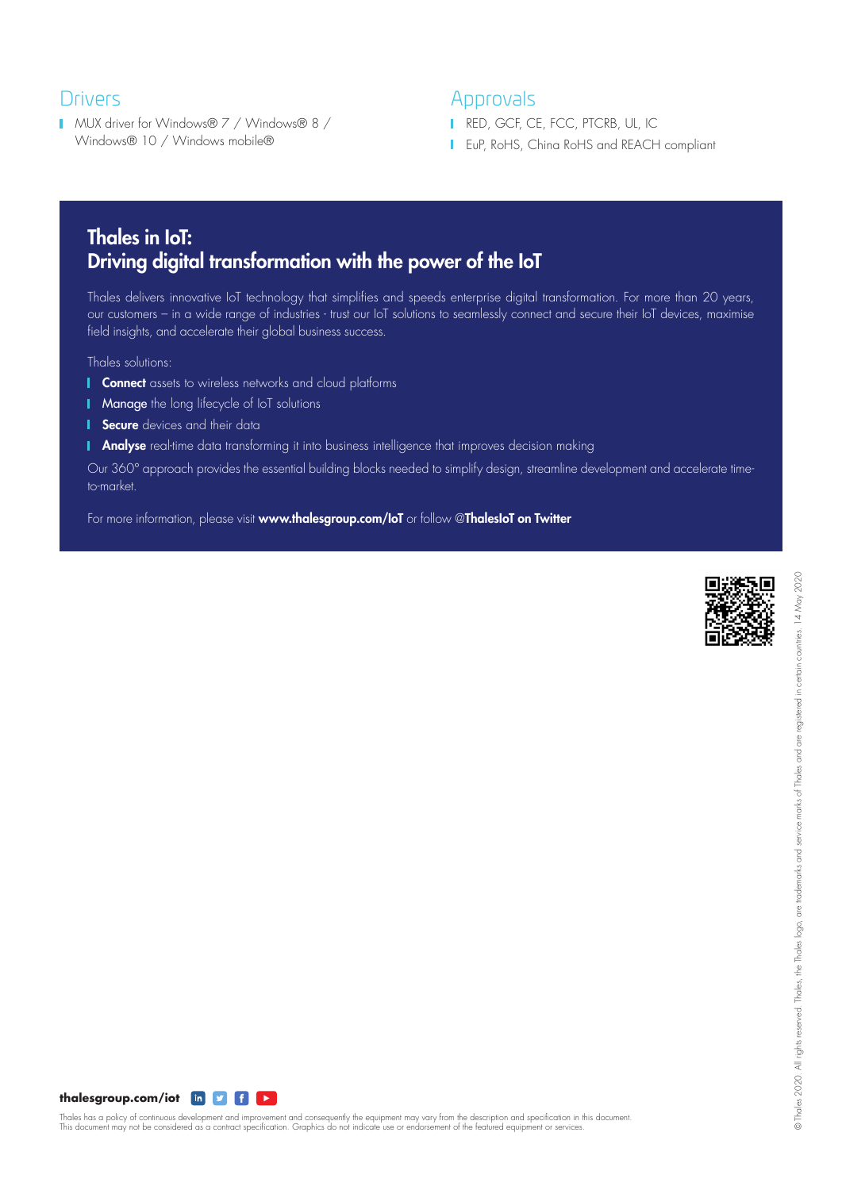## Drivers

- MUX driver for Windows® 7 / Windows® 8 / Windows® 10 / Windows mobile®

## Approvals

- RED, GCF, CE, FCC, PTCRB, UL, IC
- EuP, RoHS, China RoHS and REACH compliant

## Thales in IoT:
## Driving digital transformation with the power of the IoT

Thales delivers innovative IoT technology that simplifies and speeds enterprise digital transformation. For more than 20 years, our customers – in a wide range of industries - trust our IoT solutions to seamlessly connect and secure their IoT devices, maximise field insights, and accelerate their global business success.

Thales solutions:

- **Connect** assets to wireless networks and cloud platforms
- **Manage** the long lifecycle of IoT solutions
- **Secure** devices and their data
- **Analyse** real-time data transforming it into business intelligence that improves decision making

Our 360° approach provides the essential building blocks needed to simplify design, streamline development and accelerate time-to-market.

For more information, please visit **www.thalesgroup.com/IoT** or follow @**ThalesIoT on Twitter**

**thalesgroup.com/iot**

Thales has a policy of continuous development and improvement and consequently the equipment may vary from the description and specification in this document. This document may not be considered as a contract specification. Graphics do not indicate use or endorsement of the featured equipment or services.

© Thales 2020. All rights reserved. Thales, the Thales logo, are trademarks and service marks of Thales and are registered in certain countries. 14 May 2020